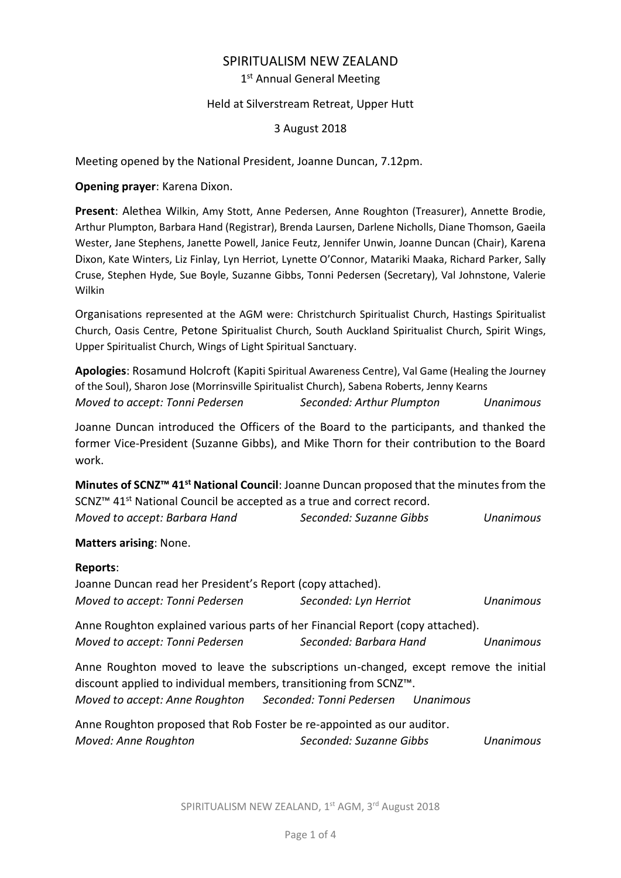# SPIRITUALISM NEW ZEALAND

1st Annual General Meeting

Held at Silverstream Retreat, Upper Hutt

3 August 2018

Meeting opened by the National President, Joanne Duncan, 7.12pm.

**Opening prayer**: Karena Dixon.

**Present**: Alethea Wilkin, Amy Stott, Anne Pedersen, Anne Roughton (Treasurer), Annette Brodie, Arthur Plumpton, Barbara Hand (Registrar), Brenda Laursen, Darlene Nicholls, Diane Thomson, Gaeila Wester, Jane Stephens, Janette Powell, Janice Feutz, Jennifer Unwin, Joanne Duncan (Chair), Karena Dixon, Kate Winters, Liz Finlay, Lyn Herriot, Lynette O'Connor, Matariki Maaka, Richard Parker, Sally Cruse, Stephen Hyde, Sue Boyle, Suzanne Gibbs, Tonni Pedersen (Secretary), Val Johnstone, Valerie Wilkin

Organisations represented at the AGM were: Christchurch Spiritualist Church, Hastings Spiritualist Church, Oasis Centre, Petone Spiritualist Church, South Auckland Spiritualist Church, Spirit Wings, Upper Spiritualist Church, Wings of Light Spiritual Sanctuary.

**Apologies**: Rosamund Holcroft (Kapiti Spiritual Awareness Centre), Val Game (Healing the Journey of the Soul), Sharon Jose (Morrinsville Spiritualist Church), Sabena Roberts, Jenny Kearns

*Moved to accept: Tonni Pedersen* *Seconded: Arthur Plumpton* *Unanimous*

Joanne Duncan introduced the Officers of the Board to the participants, and thanked the former Vice-President (Suzanne Gibbs), and Mike Thorn for their contribution to the Board work.

**Minutes of SCNZ™ 41st National Council**: Joanne Duncan proposed that the minutes from the SCNZ™ 41st National Council be accepted as a true and correct record.

*Moved to accept: Barbara Hand* *Seconded: Suzanne Gibbs* *Unanimous*

**Matters arising**: None.

**Reports**:

Joanne Duncan read her President's Report (copy attached).

*Moved to accept: Tonni Pedersen* *Seconded: Lyn Herriot* *Unanimous*

Anne Roughton explained various parts of her Financial Report (copy attached).

*Moved to accept: Tonni Pedersen* *Seconded: Barbara Hand* *Unanimous*

Anne Roughton moved to leave the subscriptions un-changed, except remove the initial discount applied to individual members, transitioning from SCNZ™.

*Moved to accept: Anne Roughton* *Seconded: Tonni Pedersen* *Unanimous*

Anne Roughton proposed that Rob Foster be re-appointed as our auditor.

*Moved: Anne Roughton* *Seconded: Suzanne Gibbs* *Unanimous*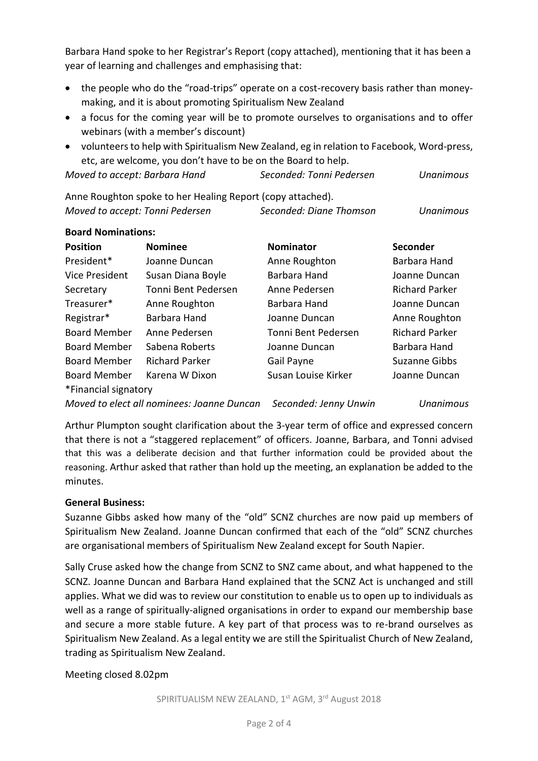Barbara Hand spoke to her Registrar's Report (copy attached), mentioning that it has been a year of learning and challenges and emphasising that:

- the people who do the "road-trips" operate on a cost-recovery basis rather than money-making, and it is about promoting Spiritualism New Zealand
- a focus for the coming year will be to promote ourselves to organisations and to offer webinars (with a member's discount)
- volunteers to help with Spiritualism New Zealand, eg in relation to Facebook, Word-press, etc, are welcome, you don't have to be on the Board to help.

*Moved to accept: Barbara Hand* *Seconded: Tonni Pedersen* *Unanimous*

Anne Roughton spoke to her Healing Report (copy attached).

*Moved to accept: Tonni Pedersen* *Seconded: Diane Thomson* *Unanimous*

**Board Nominations:**

| Position | Nominee | Nominator | Seconder |
|---|---|---|---|
| President* | Joanne Duncan | Anne Roughton | Barbara Hand |
| Vice President | Susan Diana Boyle | Barbara Hand | Joanne Duncan |
| Secretary | Tonni Bent Pedersen | Anne Pedersen | Richard Parker |
| Treasurer* | Anne Roughton | Barbara Hand | Joanne Duncan |
| Registrar* | Barbara Hand | Joanne Duncan | Anne Roughton |
| Board Member | Anne Pedersen | Tonni Bent Pedersen | Richard Parker |
| Board Member | Sabena Roberts | Joanne Duncan | Barbara Hand |
| Board Member | Richard Parker | Gail Payne | Suzanne Gibbs |
| Board Member | Karena W Dixon | Susan Louise Kirker | Joanne Duncan |

*Financial signatory

*Moved to elect all nominees: Joanne Duncan* *Seconded: Jenny Unwin* *Unanimous*

Arthur Plumpton sought clarification about the 3-year term of office and expressed concern that there is not a "staggered replacement" of officers. Joanne, Barbara, and Tonni advised that this was a deliberate decision and that further information could be provided about the reasoning. Arthur asked that rather than hold up the meeting, an explanation be added to the minutes.

**General Business:**

Suzanne Gibbs asked how many of the "old" SCNZ churches are now paid up members of Spiritualism New Zealand. Joanne Duncan confirmed that each of the "old" SCNZ churches are organisational members of Spiritualism New Zealand except for South Napier.

Sally Cruse asked how the change from SCNZ to SNZ came about, and what happened to the SCNZ. Joanne Duncan and Barbara Hand explained that the SCNZ Act is unchanged and still applies. What we did was to review our constitution to enable us to open up to individuals as well as a range of spiritually-aligned organisations in order to expand our membership base and secure a more stable future. A key part of that process was to re-brand ourselves as Spiritualism New Zealand. As a legal entity we are still the Spiritualist Church of New Zealand, trading as Spiritualism New Zealand.

Meeting closed 8.02pm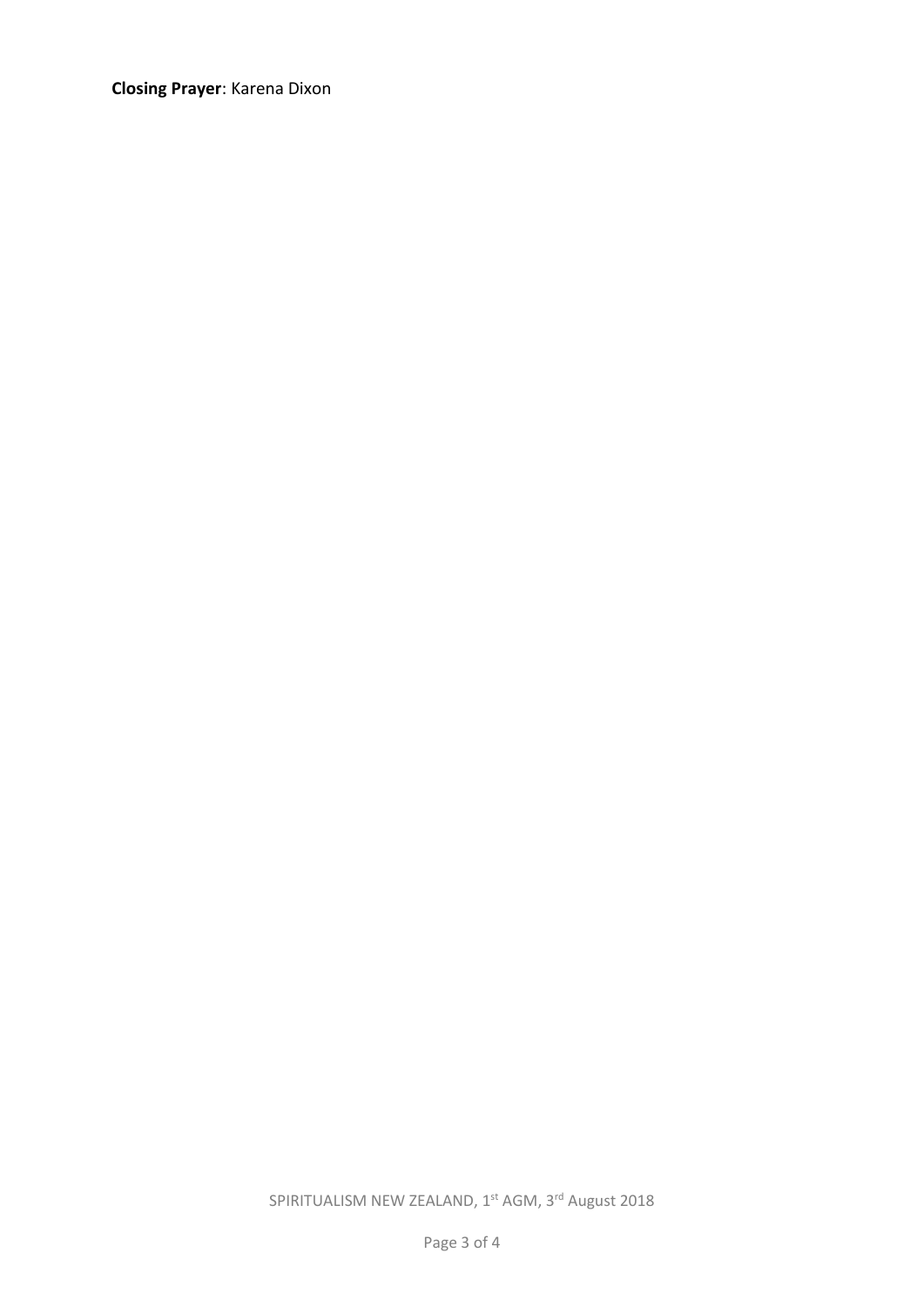**Closing Prayer**: Karena Dixon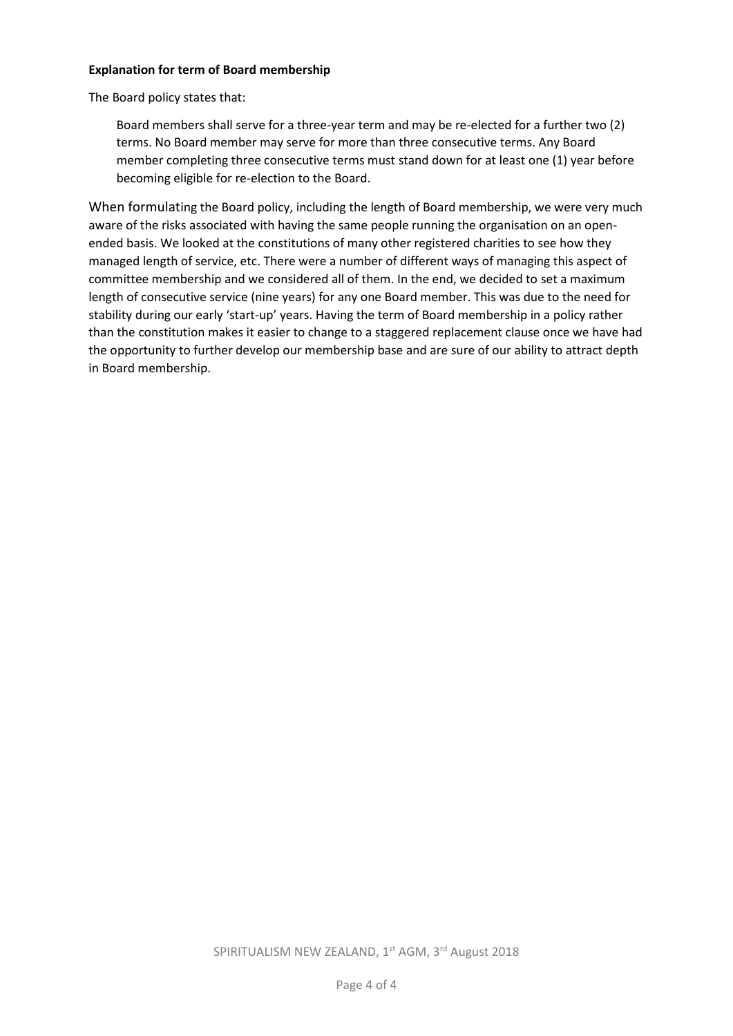**Explanation for term of Board membership**

The Board policy states that:

> Board members shall serve for a three-year term and may be re-elected for a further two (2) terms. No Board member may serve for more than three consecutive terms. Any Board member completing three consecutive terms must stand down for at least one (1) year before becoming eligible for re-election to the Board.

When formulating the Board policy, including the length of Board membership, we were very much aware of the risks associated with having the same people running the organisation on an open-ended basis. We looked at the constitutions of many other registered charities to see how they managed length of service, etc. There were a number of different ways of managing this aspect of committee membership and we considered all of them. In the end, we decided to set a maximum length of consecutive service (nine years) for any one Board member. This was due to the need for stability during our early 'start-up' years. Having the term of Board membership in a policy rather than the constitution makes it easier to change to a staggered replacement clause once we have had the opportunity to further develop our membership base and are sure of our ability to attract depth in Board membership.